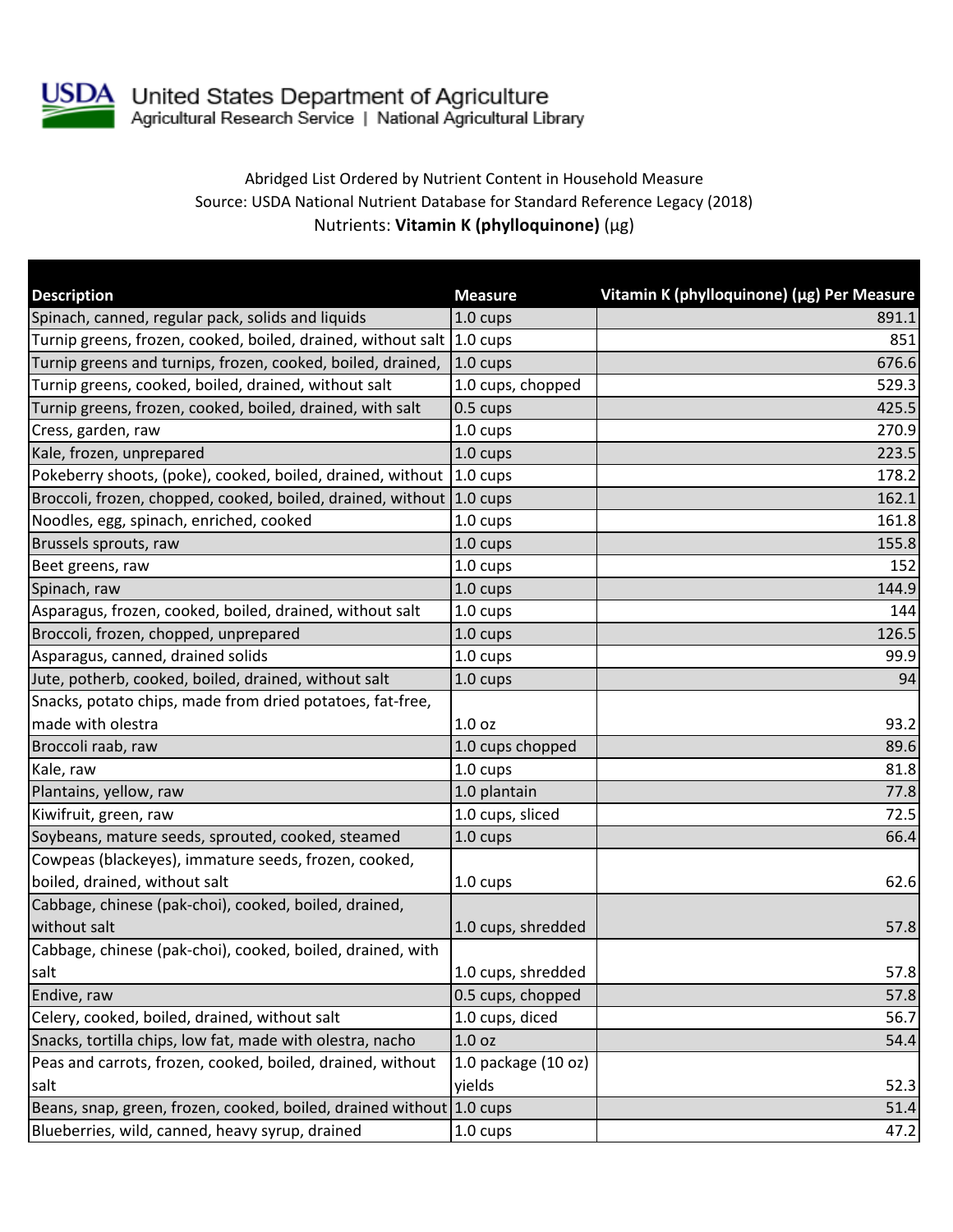United States Department of Agriculture
Agricultural Research Service | National Agricultural Library

Abridged List Ordered by Nutrient Content in Household Measure
Source: USDA National Nutrient Database for Standard Reference Legacy (2018)
Nutrients: **Vitamin K (phylloquinone)** (µg)

| Description | Measure | Vitamin K (phylloquinone) (µg) Per Measure |
|---|---|---|
| Spinach, canned, regular pack, solids and liquids | 1.0 cups | 891.1 |
| Turnip greens, frozen, cooked, boiled, drained, without salt | 1.0 cups | 851 |
| Turnip greens and turnips, frozen, cooked, boiled, drained, | 1.0 cups | 676.6 |
| Turnip greens, cooked, boiled, drained, without salt | 1.0 cups, chopped | 529.3 |
| Turnip greens, frozen, cooked, boiled, drained, with salt | 0.5 cups | 425.5 |
| Cress, garden, raw | 1.0 cups | 270.9 |
| Kale, frozen, unprepared | 1.0 cups | 223.5 |
| Pokeberry shoots, (poke), cooked, boiled, drained, without | 1.0 cups | 178.2 |
| Broccoli, frozen, chopped, cooked, boiled, drained, without | 1.0 cups | 162.1 |
| Noodles, egg, spinach, enriched, cooked | 1.0 cups | 161.8 |
| Brussels sprouts, raw | 1.0 cups | 155.8 |
| Beet greens, raw | 1.0 cups | 152 |
| Spinach, raw | 1.0 cups | 144.9 |
| Asparagus, frozen, cooked, boiled, drained, without salt | 1.0 cups | 144 |
| Broccoli, frozen, chopped, unprepared | 1.0 cups | 126.5 |
| Asparagus, canned, drained solids | 1.0 cups | 99.9 |
| Jute, potherb, cooked, boiled, drained, without salt | 1.0 cups | 94 |
| Snacks, potato chips, made from dried potatoes, fat-free, made with olestra | 1.0 oz | 93.2 |
| Broccoli raab, raw | 1.0 cups chopped | 89.6 |
| Kale, raw | 1.0 cups | 81.8 |
| Plantains, yellow, raw | 1.0 plantain | 77.8 |
| Kiwifruit, green, raw | 1.0 cups, sliced | 72.5 |
| Soybeans, mature seeds, sprouted, cooked, steamed | 1.0 cups | 66.4 |
| Cowpeas (blackeyes), immature seeds, frozen, cooked, boiled, drained, without salt | 1.0 cups | 62.6 |
| Cabbage, chinese (pak-choi), cooked, boiled, drained, without salt | 1.0 cups, shredded | 57.8 |
| Cabbage, chinese (pak-choi), cooked, boiled, drained, with salt | 1.0 cups, shredded | 57.8 |
| Endive, raw | 0.5 cups, chopped | 57.8 |
| Celery, cooked, boiled, drained, without salt | 1.0 cups, diced | 56.7 |
| Snacks, tortilla chips, low fat, made with olestra, nacho | 1.0 oz | 54.4 |
| Peas and carrots, frozen, cooked, boiled, drained, without salt | 1.0 package (10 oz) yields | 52.3 |
| Beans, snap, green, frozen, cooked, boiled, drained without | 1.0 cups | 51.4 |
| Blueberries, wild, canned, heavy syrup, drained | 1.0 cups | 47.2 |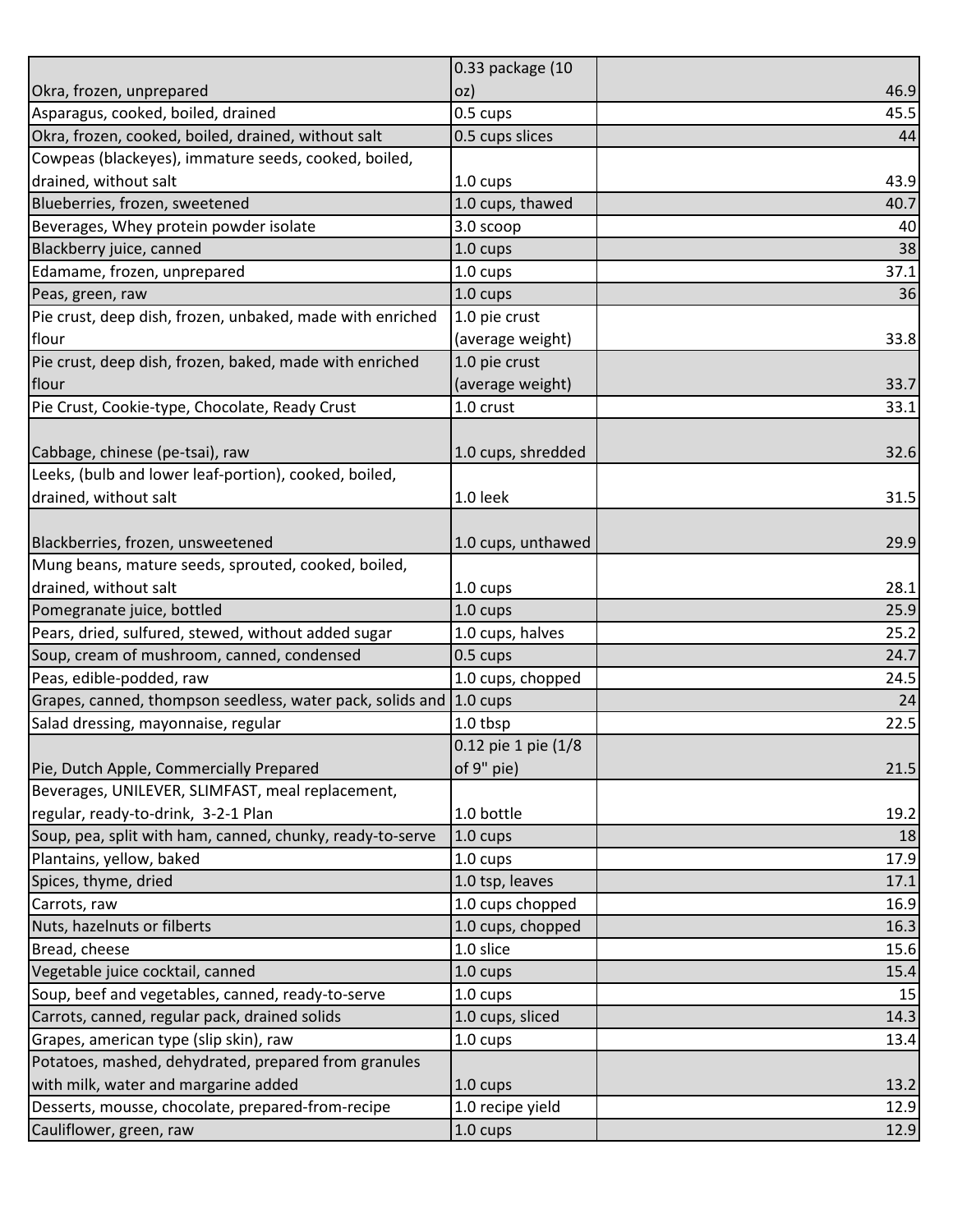| | | |
|---|---|---|
| Okra, frozen, unprepared | 0.33 package (10 oz) | 46.9 |
| Asparagus, cooked, boiled, drained | 0.5 cups | 45.5 |
| Okra, frozen, cooked, boiled, drained, without salt | 0.5 cups slices | 44 |
| Cowpeas (blackeyes), immature seeds, cooked, boiled, drained, without salt | 1.0 cups | 43.9 |
| Blueberries, frozen, sweetened | 1.0 cups, thawed | 40.7 |
| Beverages, Whey protein powder isolate | 3.0 scoop | 40 |
| Blackberry juice, canned | 1.0 cups | 38 |
| Edamame, frozen, unprepared | 1.0 cups | 37.1 |
| Peas, green, raw | 1.0 cups | 36 |
| Pie crust, deep dish, frozen, unbaked, made with enriched flour | 1.0 pie crust (average weight) | 33.8 |
| Pie crust, deep dish, frozen, baked, made with enriched flour | 1.0 pie crust (average weight) | 33.7 |
| Pie Crust, Cookie-type, Chocolate, Ready Crust | 1.0 crust | 33.1 |
| Cabbage, chinese (pe-tsai), raw | 1.0 cups, shredded | 32.6 |
| Leeks, (bulb and lower leaf-portion), cooked, boiled, drained, without salt | 1.0 leek | 31.5 |
| Blackberries, frozen, unsweetened | 1.0 cups, unthawed | 29.9 |
| Mung beans, mature seeds, sprouted, cooked, boiled, drained, without salt | 1.0 cups | 28.1 |
| Pomegranate juice, bottled | 1.0 cups | 25.9 |
| Pears, dried, sulfured, stewed, without added sugar | 1.0 cups, halves | 25.2 |
| Soup, cream of mushroom, canned, condensed | 0.5 cups | 24.7 |
| Peas, edible-podded, raw | 1.0 cups, chopped | 24.5 |
| Grapes, canned, thompson seedless, water pack, solids and | 1.0 cups | 24 |
| Salad dressing, mayonnaise, regular | 1.0 tbsp | 22.5 |
| Pie, Dutch Apple, Commercially Prepared | 0.12 pie 1 pie (1/8 of 9" pie) | 21.5 |
| Beverages, UNILEVER, SLIMFAST, meal replacement, regular, ready-to-drink, 3-2-1 Plan | 1.0 bottle | 19.2 |
| Soup, pea, split with ham, canned, chunky, ready-to-serve | 1.0 cups | 18 |
| Plantains, yellow, baked | 1.0 cups | 17.9 |
| Spices, thyme, dried | 1.0 tsp, leaves | 17.1 |
| Carrots, raw | 1.0 cups chopped | 16.9 |
| Nuts, hazelnuts or filberts | 1.0 cups, chopped | 16.3 |
| Bread, cheese | 1.0 slice | 15.6 |
| Vegetable juice cocktail, canned | 1.0 cups | 15.4 |
| Soup, beef and vegetables, canned, ready-to-serve | 1.0 cups | 15 |
| Carrots, canned, regular pack, drained solids | 1.0 cups, sliced | 14.3 |
| Grapes, american type (slip skin), raw | 1.0 cups | 13.4 |
| Potatoes, mashed, dehydrated, prepared from granules with milk, water and margarine added | 1.0 cups | 13.2 |
| Desserts, mousse, chocolate, prepared-from-recipe | 1.0 recipe yield | 12.9 |
| Cauliflower, green, raw | 1.0 cups | 12.9 |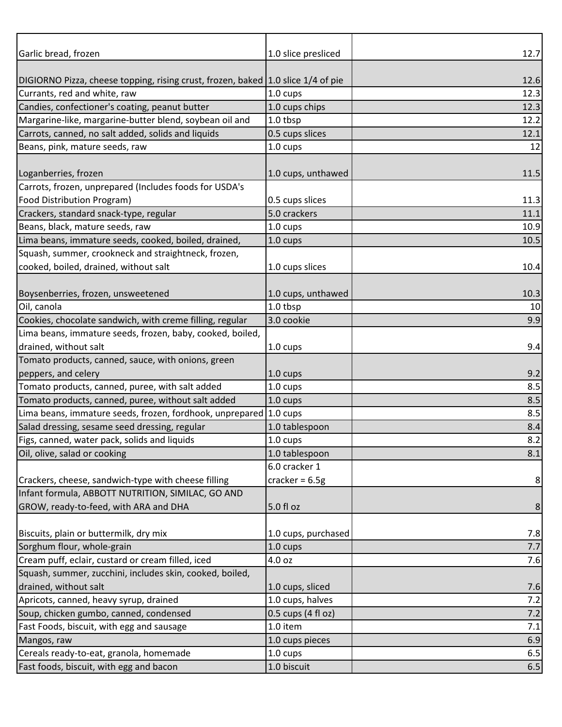| | | |
|---|---|---|
| Garlic bread, frozen | 1.0 slice presliced | 12.7 |
| DIGIORNO Pizza, cheese topping, rising crust, frozen, baked | 1.0 slice 1/4 of pie | 12.6 |
| Currants, red and white, raw | 1.0 cups | 12.3 |
| Candies, confectioner's coating, peanut butter | 1.0 cups chips | 12.3 |
| Margarine-like, margarine-butter blend, soybean oil and | 1.0 tbsp | 12.2 |
| Carrots, canned, no salt added, solids and liquids | 0.5 cups slices | 12.1 |
| Beans, pink, mature seeds, raw | 1.0 cups | 12 |
| Loganberries, frozen | 1.0 cups, unthawed | 11.5 |
| Carrots, frozen, unprepared (Includes foods for USDA's Food Distribution Program) | 0.5 cups slices | 11.3 |
| Crackers, standard snack-type, regular | 5.0 crackers | 11.1 |
| Beans, black, mature seeds, raw | 1.0 cups | 10.9 |
| Lima beans, immature seeds, cooked, boiled, drained, | 1.0 cups | 10.5 |
| Squash, summer, crookneck and straightneck, frozen, cooked, boiled, drained, without salt | 1.0 cups slices | 10.4 |
| Boysenberries, frozen, unsweetened | 1.0 cups, unthawed | 10.3 |
| Oil, canola | 1.0 tbsp | 10 |
| Cookies, chocolate sandwich, with creme filling, regular | 3.0 cookie | 9.9 |
| Lima beans, immature seeds, frozen, baby, cooked, boiled, drained, without salt | 1.0 cups | 9.4 |
| Tomato products, canned, sauce, with onions, green peppers, and celery | 1.0 cups | 9.2 |
| Tomato products, canned, puree, with salt added | 1.0 cups | 8.5 |
| Tomato products, canned, puree, without salt added | 1.0 cups | 8.5 |
| Lima beans, immature seeds, frozen, fordhook, unprepared | 1.0 cups | 8.5 |
| Salad dressing, sesame seed dressing, regular | 1.0 tablespoon | 8.4 |
| Figs, canned, water pack, solids and liquids | 1.0 cups | 8.2 |
| Oil, olive, salad or cooking | 1.0 tablespoon | 8.1 |
| Crackers, cheese, sandwich-type with cheese filling | 6.0 cracker 1 cracker = 6.5g | 8 |
| Infant formula, ABBOTT NUTRITION, SIMILAC, GO AND GROW, ready-to-feed, with ARA and DHA | 5.0 fl oz | 8 |
| Biscuits, plain or buttermilk, dry mix | 1.0 cups, purchased | 7.8 |
| Sorghum flour, whole-grain | 1.0 cups | 7.7 |
| Cream puff, eclair, custard or cream filled, iced | 4.0 oz | 7.6 |
| Squash, summer, zucchini, includes skin, cooked, boiled, drained, without salt | 1.0 cups, sliced | 7.6 |
| Apricots, canned, heavy syrup, drained | 1.0 cups, halves | 7.2 |
| Soup, chicken gumbo, canned, condensed | 0.5 cups (4 fl oz) | 7.2 |
| Fast Foods, biscuit, with egg and sausage | 1.0 item | 7.1 |
| Mangos, raw | 1.0 cups pieces | 6.9 |
| Cereals ready-to-eat, granola, homemade | 1.0 cups | 6.5 |
| Fast foods, biscuit, with egg and bacon | 1.0 biscuit | 6.5 |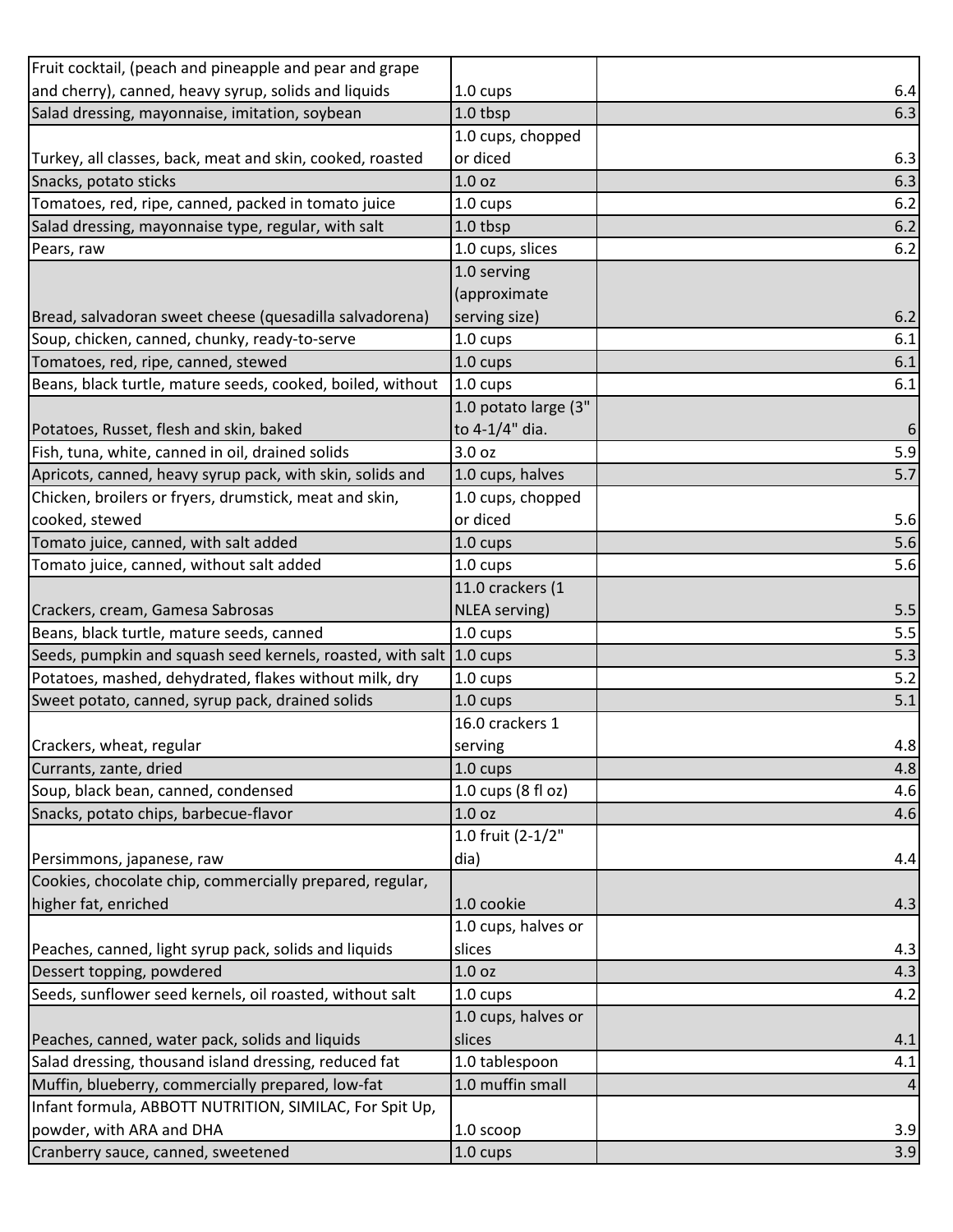| | | |
|---|---|---|
| Fruit cocktail, (peach and pineapple and pear and grape and cherry), canned, heavy syrup, solids and liquids | 1.0 cups | 6.4 |
| Salad dressing, mayonnaise, imitation, soybean | 1.0 tbsp | 6.3 |
| Turkey, all classes, back, meat and skin, cooked, roasted | 1.0 cups, chopped or diced | 6.3 |
| Snacks, potato sticks | 1.0 oz | 6.3 |
| Tomatoes, red, ripe, canned, packed in tomato juice | 1.0 cups | 6.2 |
| Salad dressing, mayonnaise type, regular, with salt | 1.0 tbsp | 6.2 |
| Pears, raw | 1.0 cups, slices | 6.2 |
| Bread, salvadoran sweet cheese (quesadilla salvadorena) | 1.0 serving (approximate serving size) | 6.2 |
| Soup, chicken, canned, chunky, ready-to-serve | 1.0 cups | 6.1 |
| Tomatoes, red, ripe, canned, stewed | 1.0 cups | 6.1 |
| Beans, black turtle, mature seeds, cooked, boiled, without | 1.0 cups | 6.1 |
| Potatoes, Russet, flesh and skin, baked | 1.0 potato large (3" to 4-1/4" dia. | 6 |
| Fish, tuna, white, canned in oil, drained solids | 3.0 oz | 5.9 |
| Apricots, canned, heavy syrup pack, with skin, solids and | 1.0 cups, halves | 5.7 |
| Chicken, broilers or fryers, drumstick, meat and skin, cooked, stewed | 1.0 cups, chopped or diced | 5.6 |
| Tomato juice, canned, with salt added | 1.0 cups | 5.6 |
| Tomato juice, canned, without salt added | 1.0 cups | 5.6 |
| Crackers, cream, Gamesa Sabrosas | 11.0 crackers (1 NLEA serving) | 5.5 |
| Beans, black turtle, mature seeds, canned | 1.0 cups | 5.5 |
| Seeds, pumpkin and squash seed kernels, roasted, with salt | 1.0 cups | 5.3 |
| Potatoes, mashed, dehydrated, flakes without milk, dry | 1.0 cups | 5.2 |
| Sweet potato, canned, syrup pack, drained solids | 1.0 cups | 5.1 |
| Crackers, wheat, regular | 16.0 crackers 1 serving | 4.8 |
| Currants, zante, dried | 1.0 cups | 4.8 |
| Soup, black bean, canned, condensed | 1.0 cups (8 fl oz) | 4.6 |
| Snacks, potato chips, barbecue-flavor | 1.0 oz | 4.6 |
| Persimmons, japanese, raw | 1.0 fruit (2-1/2" dia) | 4.4 |
| Cookies, chocolate chip, commercially prepared, regular, higher fat, enriched | 1.0 cookie | 4.3 |
| Peaches, canned, light syrup pack, solids and liquids | 1.0 cups, halves or slices | 4.3 |
| Dessert topping, powdered | 1.0 oz | 4.3 |
| Seeds, sunflower seed kernels, oil roasted, without salt | 1.0 cups | 4.2 |
| Peaches, canned, water pack, solids and liquids | 1.0 cups, halves or slices | 4.1 |
| Salad dressing, thousand island dressing, reduced fat | 1.0 tablespoon | 4.1 |
| Muffin, blueberry, commercially prepared, low-fat | 1.0 muffin small | 4 |
| Infant formula, ABBOTT NUTRITION, SIMILAC, For Spit Up, powder, with ARA and DHA | 1.0 scoop | 3.9 |
| Cranberry sauce, canned, sweetened | 1.0 cups | 3.9 |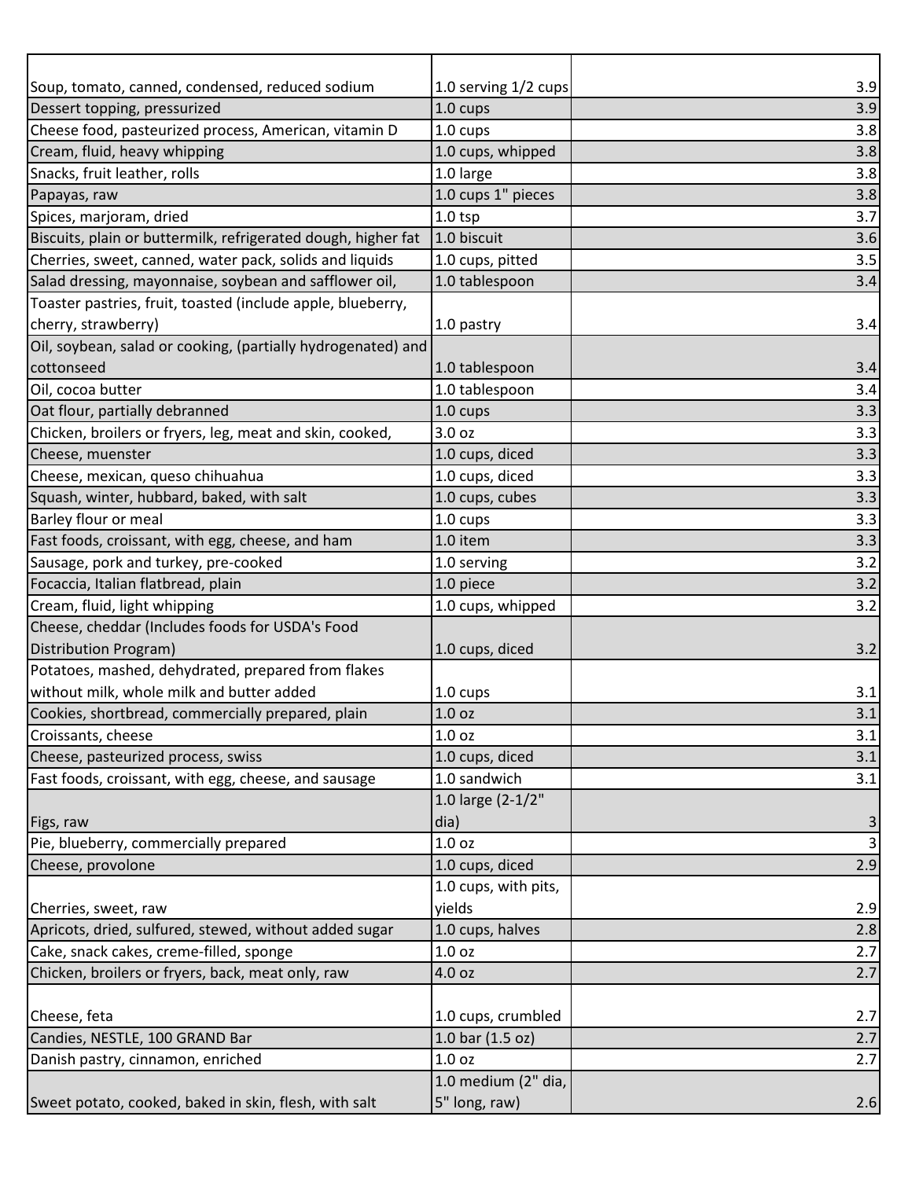| | | |
|---|---|---|
| Soup, tomato, canned, condensed, reduced sodium | 1.0 serving 1/2 cups | 3.9 |
| Dessert topping, pressurized | 1.0 cups | 3.9 |
| Cheese food, pasteurized process, American, vitamin D | 1.0 cups | 3.8 |
| Cream, fluid, heavy whipping | 1.0 cups, whipped | 3.8 |
| Snacks, fruit leather, rolls | 1.0 large | 3.8 |
| Papayas, raw | 1.0 cups 1" pieces | 3.8 |
| Spices, marjoram, dried | 1.0 tsp | 3.7 |
| Biscuits, plain or buttermilk, refrigerated dough, higher fat | 1.0 biscuit | 3.6 |
| Cherries, sweet, canned, water pack, solids and liquids | 1.0 cups, pitted | 3.5 |
| Salad dressing, mayonnaise, soybean and safflower oil, | 1.0 tablespoon | 3.4 |
| Toaster pastries, fruit, toasted (include apple, blueberry, cherry, strawberry) | 1.0 pastry | 3.4 |
| Oil, soybean, salad or cooking, (partially hydrogenated) and cottonseed | 1.0 tablespoon | 3.4 |
| Oil, cocoa butter | 1.0 tablespoon | 3.4 |
| Oat flour, partially debranned | 1.0 cups | 3.3 |
| Chicken, broilers or fryers, leg, meat and skin, cooked, | 3.0 oz | 3.3 |
| Cheese, muenster | 1.0 cups, diced | 3.3 |
| Cheese, mexican, queso chihuahua | 1.0 cups, diced | 3.3 |
| Squash, winter, hubbard, baked, with salt | 1.0 cups, cubes | 3.3 |
| Barley flour or meal | 1.0 cups | 3.3 |
| Fast foods, croissant, with egg, cheese, and ham | 1.0 item | 3.3 |
| Sausage, pork and turkey, pre-cooked | 1.0 serving | 3.2 |
| Focaccia, Italian flatbread, plain | 1.0 piece | 3.2 |
| Cream, fluid, light whipping | 1.0 cups, whipped | 3.2 |
| Cheese, cheddar (Includes foods for USDA's Food Distribution Program) | 1.0 cups, diced | 3.2 |
| Potatoes, mashed, dehydrated, prepared from flakes without milk, whole milk and butter added | 1.0 cups | 3.1 |
| Cookies, shortbread, commercially prepared, plain | 1.0 oz | 3.1 |
| Croissants, cheese | 1.0 oz | 3.1 |
| Cheese, pasteurized process, swiss | 1.0 cups, diced | 3.1 |
| Fast foods, croissant, with egg, cheese, and sausage | 1.0 sandwich | 3.1 |
| Figs, raw | 1.0 large (2-1/2" dia) | 3 |
| Pie, blueberry, commercially prepared | 1.0 oz | 3 |
| Cheese, provolone | 1.0 cups, diced | 2.9 |
| Cherries, sweet, raw | 1.0 cups, with pits, yields | 2.9 |
| Apricots, dried, sulfured, stewed, without added sugar | 1.0 cups, halves | 2.8 |
| Cake, snack cakes, creme-filled, sponge | 1.0 oz | 2.7 |
| Chicken, broilers or fryers, back, meat only, raw | 4.0 oz | 2.7 |
| Cheese, feta | 1.0 cups, crumbled | 2.7 |
| Candies, NESTLE, 100 GRAND Bar | 1.0 bar (1.5 oz) | 2.7 |
| Danish pastry, cinnamon, enriched | 1.0 oz | 2.7 |
| Sweet potato, cooked, baked in skin, flesh, with salt | 1.0 medium (2" dia, 5" long, raw) | 2.6 |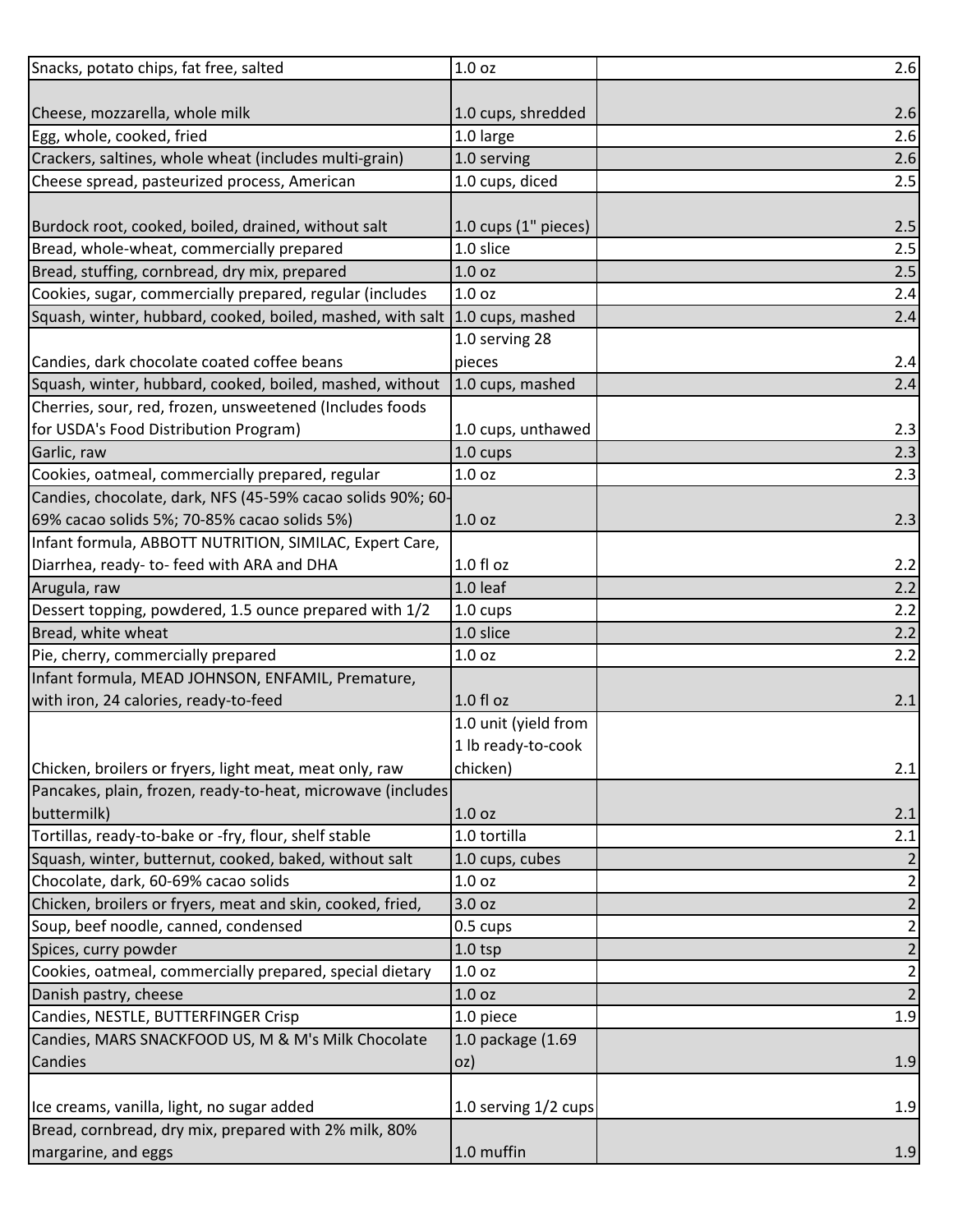| | | |
|---|---|---|
| Snacks, potato chips, fat free, salted | 1.0 oz | 2.6 |
| Cheese, mozzarella, whole milk | 1.0 cups, shredded | 2.6 |
| Egg, whole, cooked, fried | 1.0 large | 2.6 |
| Crackers, saltines, whole wheat (includes multi-grain) | 1.0 serving | 2.6 |
| Cheese spread, pasteurized process, American | 1.0 cups, diced | 2.5 |
| Burdock root, cooked, boiled, drained, without salt | 1.0 cups (1" pieces) | 2.5 |
| Bread, whole-wheat, commercially prepared | 1.0 slice | 2.5 |
| Bread, stuffing, cornbread, dry mix, prepared | 1.0 oz | 2.5 |
| Cookies, sugar, commercially prepared, regular (includes | 1.0 oz | 2.4 |
| Squash, winter, hubbard, cooked, boiled, mashed, with salt | 1.0 cups, mashed | 2.4 |
| Candies, dark chocolate coated coffee beans | 1.0 serving 28 pieces | 2.4 |
| Squash, winter, hubbard, cooked, boiled, mashed, without | 1.0 cups, mashed | 2.4 |
| Cherries, sour, red, frozen, unsweetened (Includes foods for USDA's Food Distribution Program) | 1.0 cups, unthawed | 2.3 |
| Garlic, raw | 1.0 cups | 2.3 |
| Cookies, oatmeal, commercially prepared, regular | 1.0 oz | 2.3 |
| Candies, chocolate, dark, NFS (45-59% cacao solids 90%; 60-69% cacao solids 5%; 70-85% cacao solids 5%) | 1.0 oz | 2.3 |
| Infant formula, ABBOTT NUTRITION, SIMILAC, Expert Care, Diarrhea, ready- to- feed with ARA and DHA | 1.0 fl oz | 2.2 |
| Arugula, raw | 1.0 leaf | 2.2 |
| Dessert topping, powdered, 1.5 ounce prepared with 1/2 | 1.0 cups | 2.2 |
| Bread, white wheat | 1.0 slice | 2.2 |
| Pie, cherry, commercially prepared | 1.0 oz | 2.2 |
| Infant formula, MEAD JOHNSON, ENFAMIL, Premature, with iron, 24 calories, ready-to-feed | 1.0 fl oz | 2.1 |
| Chicken, broilers or fryers, light meat, meat only, raw | 1.0 unit (yield from 1 lb ready-to-cook chicken) | 2.1 |
| Pancakes, plain, frozen, ready-to-heat, microwave (includes buttermilk) | 1.0 oz | 2.1 |
| Tortillas, ready-to-bake or -fry, flour, shelf stable | 1.0 tortilla | 2.1 |
| Squash, winter, butternut, cooked, baked, without salt | 1.0 cups, cubes | 2 |
| Chocolate, dark, 60-69% cacao solids | 1.0 oz | 2 |
| Chicken, broilers or fryers, meat and skin, cooked, fried, | 3.0 oz | 2 |
| Soup, beef noodle, canned, condensed | 0.5 cups | 2 |
| Spices, curry powder | 1.0 tsp | 2 |
| Cookies, oatmeal, commercially prepared, special dietary | 1.0 oz | 2 |
| Danish pastry, cheese | 1.0 oz | 2 |
| Candies, NESTLE, BUTTERFINGER Crisp | 1.0 piece | 1.9 |
| Candies, MARS SNACKFOOD US, M & M's Milk Chocolate Candies | 1.0 package (1.69 oz) | 1.9 |
| Ice creams, vanilla, light, no sugar added | 1.0 serving 1/2 cups | 1.9 |
| Bread, cornbread, dry mix, prepared with 2% milk, 80% margarine, and eggs | 1.0 muffin | 1.9 |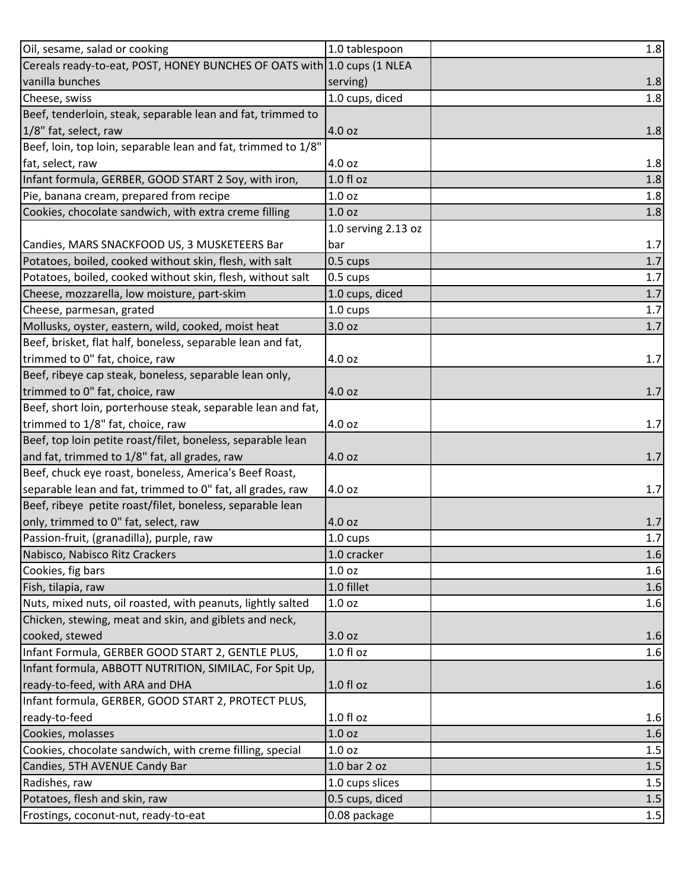| | | |
|---|---|---|
| Oil, sesame, salad or cooking | 1.0 tablespoon | 1.8 |
| Cereals ready-to-eat, POST, HONEY BUNCHES OF OATS with vanilla bunches | 1.0 cups (1 NLEA serving) | 1.8 |
| Cheese, swiss | 1.0 cups, diced | 1.8 |
| Beef, tenderloin, steak, separable lean and fat, trimmed to 1/8" fat, select, raw | 4.0 oz | 1.8 |
| Beef, loin, top loin, separable lean and fat, trimmed to 1/8" fat, select, raw | 4.0 oz | 1.8 |
| Infant formula, GERBER, GOOD START 2 Soy, with iron, | 1.0 fl oz | 1.8 |
| Pie, banana cream, prepared from recipe | 1.0 oz | 1.8 |
| Cookies, chocolate sandwich, with extra creme filling | 1.0 oz | 1.8 |
| Candies, MARS SNACKFOOD US, 3 MUSKETEERS Bar | 1.0 serving 2.13 oz bar | 1.7 |
| Potatoes, boiled, cooked without skin, flesh, with salt | 0.5 cups | 1.7 |
| Potatoes, boiled, cooked without skin, flesh, without salt | 0.5 cups | 1.7 |
| Cheese, mozzarella, low moisture, part-skim | 1.0 cups, diced | 1.7 |
| Cheese, parmesan, grated | 1.0 cups | 1.7 |
| Mollusks, oyster, eastern, wild, cooked, moist heat | 3.0 oz | 1.7 |
| Beef, brisket, flat half, boneless, separable lean and fat, trimmed to 0" fat, choice, raw | 4.0 oz | 1.7 |
| Beef, ribeye cap steak, boneless, separable lean only, trimmed to 0" fat, choice, raw | 4.0 oz | 1.7 |
| Beef, short loin, porterhouse steak, separable lean and fat, trimmed to 1/8" fat, choice, raw | 4.0 oz | 1.7 |
| Beef, top loin petite roast/filet, boneless, separable lean and fat, trimmed to 1/8" fat, all grades, raw | 4.0 oz | 1.7 |
| Beef, chuck eye roast, boneless, America's Beef Roast, separable lean and fat, trimmed to 0" fat, all grades, raw | 4.0 oz | 1.7 |
| Beef, ribeye petite roast/filet, boneless, separable lean only, trimmed to 0" fat, select, raw | 4.0 oz | 1.7 |
| Passion-fruit, (granadilla), purple, raw | 1.0 cups | 1.7 |
| Nabisco, Nabisco Ritz Crackers | 1.0 cracker | 1.6 |
| Cookies, fig bars | 1.0 oz | 1.6 |
| Fish, tilapia, raw | 1.0 fillet | 1.6 |
| Nuts, mixed nuts, oil roasted, with peanuts, lightly salted | 1.0 oz | 1.6 |
| Chicken, stewing, meat and skin, and giblets and neck, cooked, stewed | 3.0 oz | 1.6 |
| Infant Formula, GERBER GOOD START 2, GENTLE PLUS, | 1.0 fl oz | 1.6 |
| Infant formula, ABBOTT NUTRITION, SIMILAC, For Spit Up, ready-to-feed, with ARA and DHA | 1.0 fl oz | 1.6 |
| Infant formula, GERBER, GOOD START 2, PROTECT PLUS, ready-to-feed | 1.0 fl oz | 1.6 |
| Cookies, molasses | 1.0 oz | 1.6 |
| Cookies, chocolate sandwich, with creme filling, special | 1.0 oz | 1.5 |
| Candies, 5TH AVENUE Candy Bar | 1.0 bar 2 oz | 1.5 |
| Radishes, raw | 1.0 cups slices | 1.5 |
| Potatoes, flesh and skin, raw | 0.5 cups, diced | 1.5 |
| Frostings, coconut-nut, ready-to-eat | 0.08 package | 1.5 |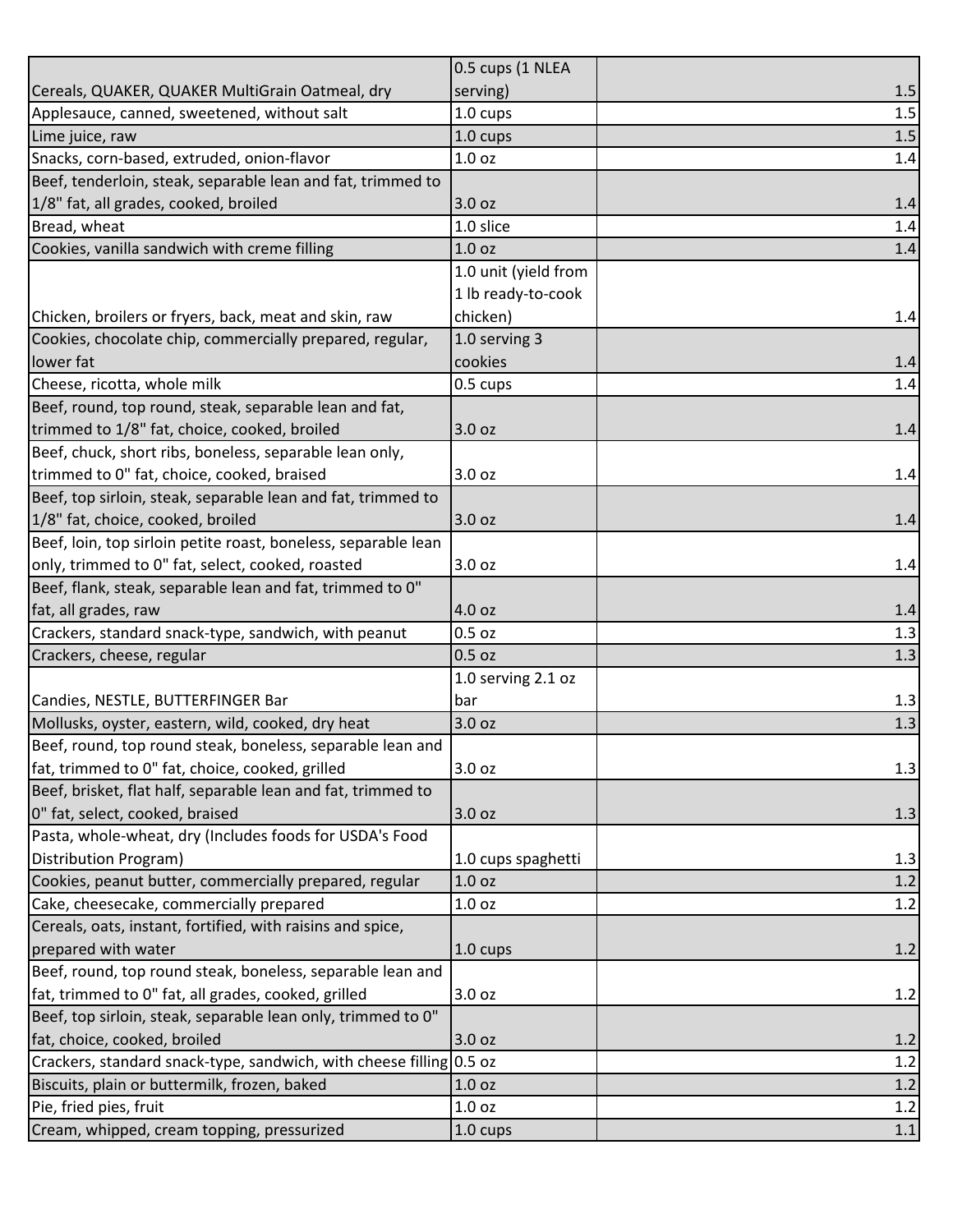| | | |
|---|---|---|
| Cereals, QUAKER, QUAKER MultiGrain Oatmeal, dry | 0.5 cups (1 NLEA serving) | 1.5 |
| Applesauce, canned, sweetened, without salt | 1.0 cups | 1.5 |
| Lime juice, raw | 1.0 cups | 1.5 |
| Snacks, corn-based, extruded, onion-flavor | 1.0 oz | 1.4 |
| Beef, tenderloin, steak, separable lean and fat, trimmed to 1/8" fat, all grades, cooked, broiled | 3.0 oz | 1.4 |
| Bread, wheat | 1.0 slice | 1.4 |
| Cookies, vanilla sandwich with creme filling | 1.0 oz | 1.4 |
| Chicken, broilers or fryers, back, meat and skin, raw | 1.0 unit (yield from 1 lb ready-to-cook chicken) | 1.4 |
| Cookies, chocolate chip, commercially prepared, regular, lower fat | 1.0 serving 3 cookies | 1.4 |
| Cheese, ricotta, whole milk | 0.5 cups | 1.4 |
| Beef, round, top round, steak, separable lean and fat, trimmed to 1/8" fat, choice, cooked, broiled | 3.0 oz | 1.4 |
| Beef, chuck, short ribs, boneless, separable lean only, trimmed to 0" fat, choice, cooked, braised | 3.0 oz | 1.4 |
| Beef, top sirloin, steak, separable lean and fat, trimmed to 1/8" fat, choice, cooked, broiled | 3.0 oz | 1.4 |
| Beef, loin, top sirloin petite roast, boneless, separable lean only, trimmed to 0" fat, select, cooked, roasted | 3.0 oz | 1.4 |
| Beef, flank, steak, separable lean and fat, trimmed to 0" fat, all grades, raw | 4.0 oz | 1.4 |
| Crackers, standard snack-type, sandwich, with peanut | 0.5 oz | 1.3 |
| Crackers, cheese, regular | 0.5 oz | 1.3 |
| Candies, NESTLE, BUTTERFINGER Bar | 1.0 serving 2.1 oz bar | 1.3 |
| Mollusks, oyster, eastern, wild, cooked, dry heat | 3.0 oz | 1.3 |
| Beef, round, top round steak, boneless, separable lean and fat, trimmed to 0" fat, choice, cooked, grilled | 3.0 oz | 1.3 |
| Beef, brisket, flat half, separable lean and fat, trimmed to 0" fat, select, cooked, braised | 3.0 oz | 1.3 |
| Pasta, whole-wheat, dry (Includes foods for USDA's Food Distribution Program) | 1.0 cups spaghetti | 1.3 |
| Cookies, peanut butter, commercially prepared, regular | 1.0 oz | 1.2 |
| Cake, cheesecake, commercially prepared | 1.0 oz | 1.2 |
| Cereals, oats, instant, fortified, with raisins and spice, prepared with water | 1.0 cups | 1.2 |
| Beef, round, top round steak, boneless, separable lean and fat, trimmed to 0" fat, all grades, cooked, grilled | 3.0 oz | 1.2 |
| Beef, top sirloin, steak, separable lean only, trimmed to 0" fat, choice, cooked, broiled | 3.0 oz | 1.2 |
| Crackers, standard snack-type, sandwich, with cheese filling | 0.5 oz | 1.2 |
| Biscuits, plain or buttermilk, frozen, baked | 1.0 oz | 1.2 |
| Pie, fried pies, fruit | 1.0 oz | 1.2 |
| Cream, whipped, cream topping, pressurized | 1.0 cups | 1.1 |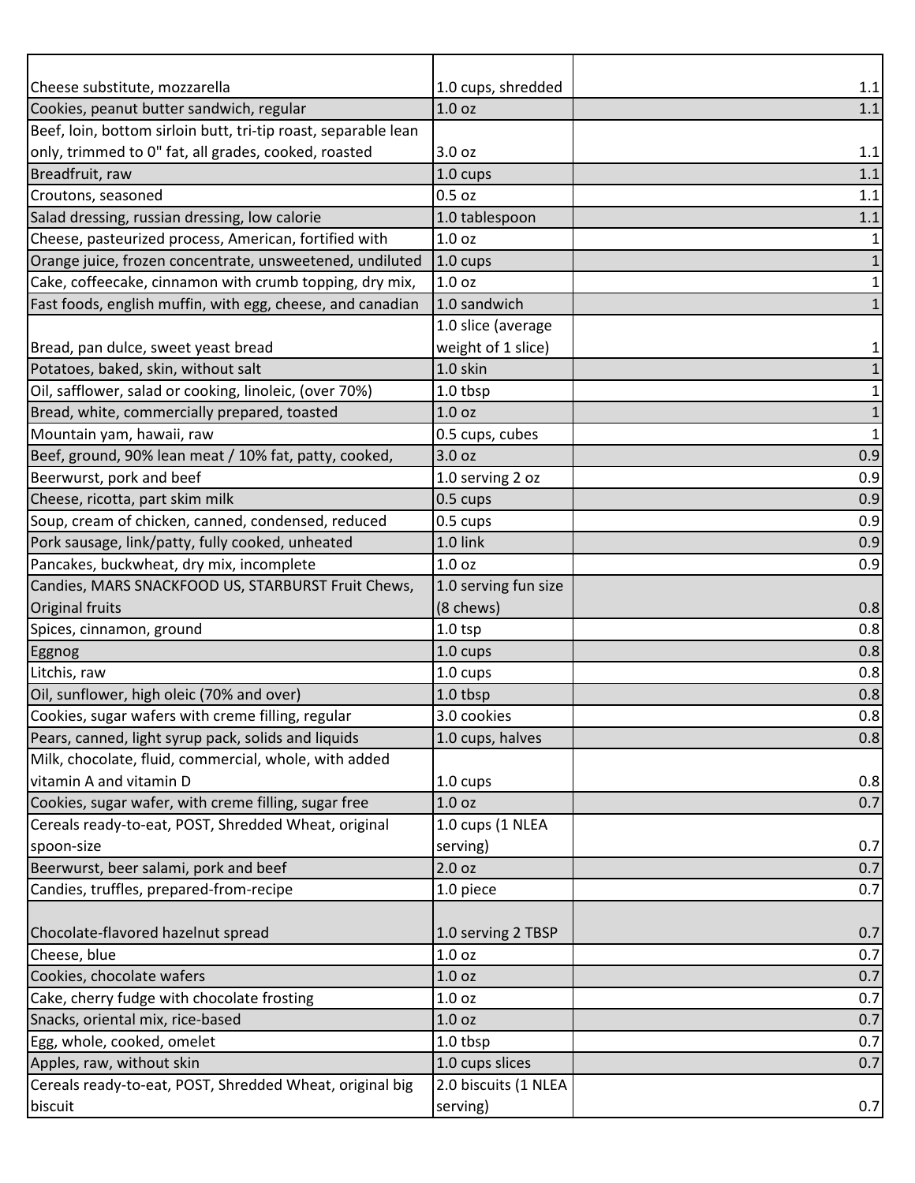| | | |
|---|---|---|
| Cheese substitute, mozzarella | 1.0 cups, shredded | 1.1 |
| Cookies, peanut butter sandwich, regular | 1.0 oz | 1.1 |
| Beef, loin, bottom sirloin butt, tri-tip roast, separable lean only, trimmed to 0" fat, all grades, cooked, roasted | 3.0 oz | 1.1 |
| Breadfruit, raw | 1.0 cups | 1.1 |
| Croutons, seasoned | 0.5 oz | 1.1 |
| Salad dressing, russian dressing, low calorie | 1.0 tablespoon | 1.1 |
| Cheese, pasteurized process, American, fortified with | 1.0 oz | 1 |
| Orange juice, frozen concentrate, unsweetened, undiluted | 1.0 cups | 1 |
| Cake, coffeecake, cinnamon with crumb topping, dry mix, | 1.0 oz | 1 |
| Fast foods, english muffin, with egg, cheese, and canadian | 1.0 sandwich | 1 |
| Bread, pan dulce, sweet yeast bread | 1.0 slice (average weight of 1 slice) | 1 |
| Potatoes, baked, skin, without salt | 1.0 skin | 1 |
| Oil, safflower, salad or cooking, linoleic, (over 70%) | 1.0 tbsp | 1 |
| Bread, white, commercially prepared, toasted | 1.0 oz | 1 |
| Mountain yam, hawaii, raw | 0.5 cups, cubes | 1 |
| Beef, ground, 90% lean meat / 10% fat, patty, cooked, | 3.0 oz | 0.9 |
| Beerwurst, pork and beef | 1.0 serving 2 oz | 0.9 |
| Cheese, ricotta, part skim milk | 0.5 cups | 0.9 |
| Soup, cream of chicken, canned, condensed, reduced | 0.5 cups | 0.9 |
| Pork sausage, link/patty, fully cooked, unheated | 1.0 link | 0.9 |
| Pancakes, buckwheat, dry mix, incomplete | 1.0 oz | 0.9 |
| Candies, MARS SNACKFOOD US, STARBURST Fruit Chews, Original fruits | 1.0 serving fun size (8 chews) | 0.8 |
| Spices, cinnamon, ground | 1.0 tsp | 0.8 |
| Eggnog | 1.0 cups | 0.8 |
| Litchis, raw | 1.0 cups | 0.8 |
| Oil, sunflower, high oleic (70% and over) | 1.0 tbsp | 0.8 |
| Cookies, sugar wafers with creme filling, regular | 3.0 cookies | 0.8 |
| Pears, canned, light syrup pack, solids and liquids | 1.0 cups, halves | 0.8 |
| Milk, chocolate, fluid, commercial, whole, with added vitamin A and vitamin D | 1.0 cups | 0.8 |
| Cookies, sugar wafer, with creme filling, sugar free | 1.0 oz | 0.7 |
| Cereals ready-to-eat, POST, Shredded Wheat, original spoon-size | 1.0 cups (1 NLEA serving) | 0.7 |
| Beerwurst, beer salami, pork and beef | 2.0 oz | 0.7 |
| Candies, truffles, prepared-from-recipe | 1.0 piece | 0.7 |
| Chocolate-flavored hazelnut spread | 1.0 serving 2 TBSP | 0.7 |
| Cheese, blue | 1.0 oz | 0.7 |
| Cookies, chocolate wafers | 1.0 oz | 0.7 |
| Cake, cherry fudge with chocolate frosting | 1.0 oz | 0.7 |
| Snacks, oriental mix, rice-based | 1.0 oz | 0.7 |
| Egg, whole, cooked, omelet | 1.0 tbsp | 0.7 |
| Apples, raw, without skin | 1.0 cups slices | 0.7 |
| Cereals ready-to-eat, POST, Shredded Wheat, original big biscuit | 2.0 biscuits (1 NLEA serving) | 0.7 |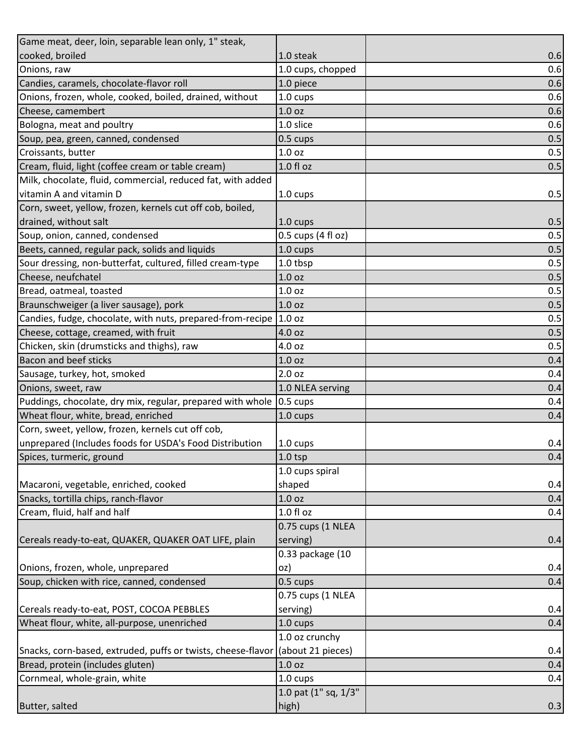| | | |
|---|---|---|
| Game meat, deer, loin, separable lean only, 1" steak, cooked, broiled | 1.0 steak | 0.6 |
| Onions, raw | 1.0 cups, chopped | 0.6 |
| Candies, caramels, chocolate-flavor roll | 1.0 piece | 0.6 |
| Onions, frozen, whole, cooked, boiled, drained, without | 1.0 cups | 0.6 |
| Cheese, camembert | 1.0 oz | 0.6 |
| Bologna, meat and poultry | 1.0 slice | 0.6 |
| Soup, pea, green, canned, condensed | 0.5 cups | 0.5 |
| Croissants, butter | 1.0 oz | 0.5 |
| Cream, fluid, light (coffee cream or table cream) | 1.0 fl oz | 0.5 |
| Milk, chocolate, fluid, commercial, reduced fat, with added vitamin A and vitamin D | 1.0 cups | 0.5 |
| Corn, sweet, yellow, frozen, kernels cut off cob, boiled, drained, without salt | 1.0 cups | 0.5 |
| Soup, onion, canned, condensed | 0.5 cups (4 fl oz) | 0.5 |
| Beets, canned, regular pack, solids and liquids | 1.0 cups | 0.5 |
| Sour dressing, non-butterfat, cultured, filled cream-type | 1.0 tbsp | 0.5 |
| Cheese, neufchatel | 1.0 oz | 0.5 |
| Bread, oatmeal, toasted | 1.0 oz | 0.5 |
| Braunschweiger (a liver sausage), pork | 1.0 oz | 0.5 |
| Candies, fudge, chocolate, with nuts, prepared-from-recipe | 1.0 oz | 0.5 |
| Cheese, cottage, creamed, with fruit | 4.0 oz | 0.5 |
| Chicken, skin (drumsticks and thighs), raw | 4.0 oz | 0.5 |
| Bacon and beef sticks | 1.0 oz | 0.4 |
| Sausage, turkey, hot, smoked | 2.0 oz | 0.4 |
| Onions, sweet, raw | 1.0 NLEA serving | 0.4 |
| Puddings, chocolate, dry mix, regular, prepared with whole | 0.5 cups | 0.4 |
| Wheat flour, white, bread, enriched | 1.0 cups | 0.4 |
| Corn, sweet, yellow, frozen, kernels cut off cob, unprepared (Includes foods for USDA's Food Distribution | 1.0 cups | 0.4 |
| Spices, turmeric, ground | 1.0 tsp | 0.4 |
| Macaroni, vegetable, enriched, cooked | 1.0 cups spiral shaped | 0.4 |
| Snacks, tortilla chips, ranch-flavor | 1.0 oz | 0.4 |
| Cream, fluid, half and half | 1.0 fl oz | 0.4 |
| Cereals ready-to-eat, QUAKER, QUAKER OAT LIFE, plain | 0.75 cups (1 NLEA serving) | 0.4 |
| Onions, frozen, whole, unprepared | 0.33 package (10 oz) | 0.4 |
| Soup, chicken with rice, canned, condensed | 0.5 cups | 0.4 |
| Cereals ready-to-eat, POST, COCOA PEBBLES | 0.75 cups (1 NLEA serving) | 0.4 |
| Wheat flour, white, all-purpose, unenriched | 1.0 cups | 0.4 |
| Snacks, corn-based, extruded, puffs or twists, cheese-flavor | 1.0 oz crunchy (about 21 pieces) | 0.4 |
| Bread, protein (includes gluten) | 1.0 oz | 0.4 |
| Cornmeal, whole-grain, white | 1.0 cups | 0.4 |
| Butter, salted | 1.0 pat (1" sq, 1/3" high) | 0.3 |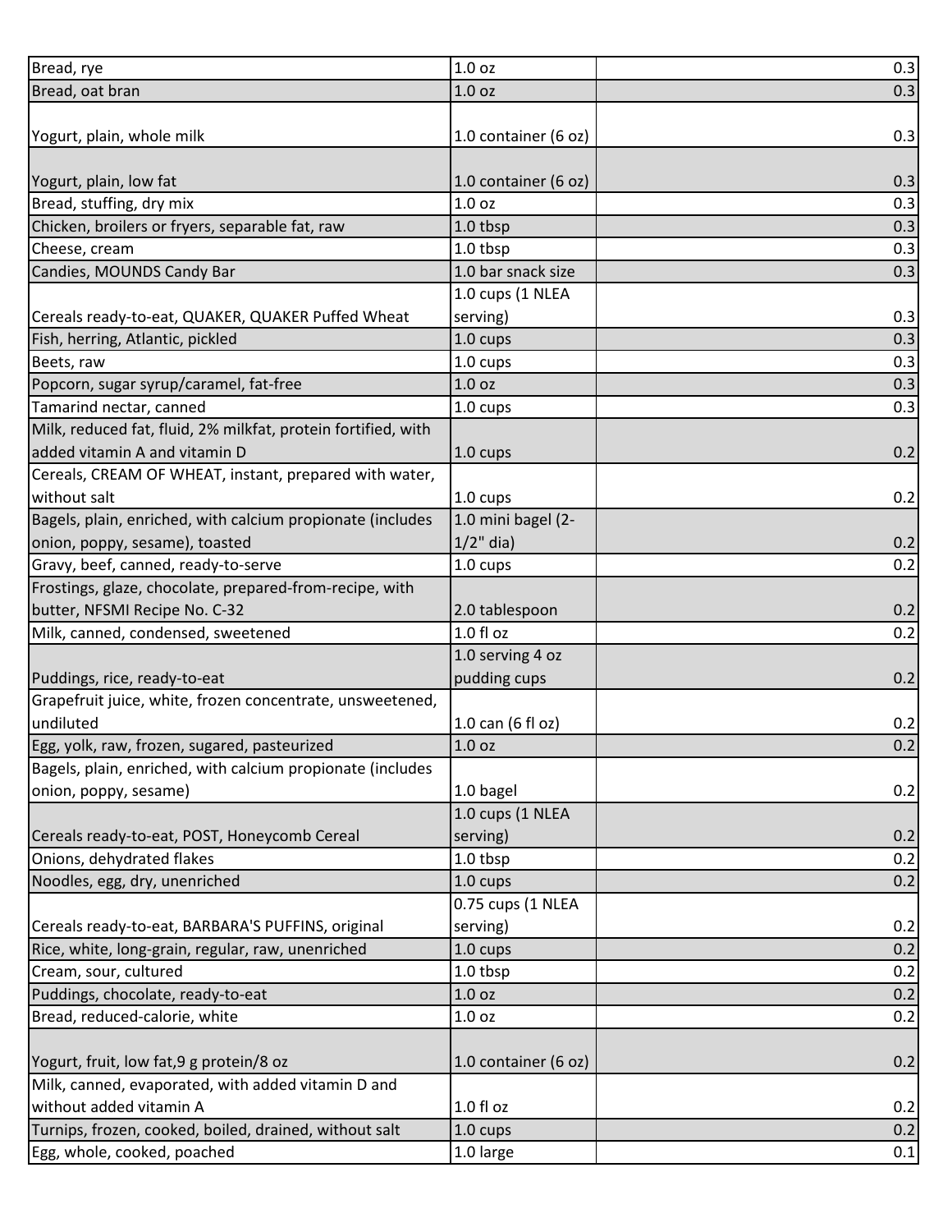| | | |
|---|---|---|
| Bread, rye | 1.0 oz | 0.3 |
| Bread, oat bran | 1.0 oz | 0.3 |
| Yogurt, plain, whole milk | 1.0 container (6 oz) | 0.3 |
| Yogurt, plain, low fat | 1.0 container (6 oz) | 0.3 |
| Bread, stuffing, dry mix | 1.0 oz | 0.3 |
| Chicken, broilers or fryers, separable fat, raw | 1.0 tbsp | 0.3 |
| Cheese, cream | 1.0 tbsp | 0.3 |
| Candies, MOUNDS Candy Bar | 1.0 bar snack size | 0.3 |
| Cereals ready-to-eat, QUAKER, QUAKER Puffed Wheat | 1.0 cups (1 NLEA serving) | 0.3 |
| Fish, herring, Atlantic, pickled | 1.0 cups | 0.3 |
| Beets, raw | 1.0 cups | 0.3 |
| Popcorn, sugar syrup/caramel, fat-free | 1.0 oz | 0.3 |
| Tamarind nectar, canned | 1.0 cups | 0.3 |
| Milk, reduced fat, fluid, 2% milkfat, protein fortified, with added vitamin A and vitamin D | 1.0 cups | 0.2 |
| Cereals, CREAM OF WHEAT, instant, prepared with water, without salt | 1.0 cups | 0.2 |
| Bagels, plain, enriched, with calcium propionate (includes onion, poppy, sesame), toasted | 1.0 mini bagel (2-1/2" dia) | 0.2 |
| Gravy, beef, canned, ready-to-serve | 1.0 cups | 0.2 |
| Frostings, glaze, chocolate, prepared-from-recipe, with butter, NFSMI Recipe No. C-32 | 2.0 tablespoon | 0.2 |
| Milk, canned, condensed, sweetened | 1.0 fl oz | 0.2 |
| Puddings, rice, ready-to-eat | 1.0 serving 4 oz pudding cups | 0.2 |
| Grapefruit juice, white, frozen concentrate, unsweetened, undiluted | 1.0 can (6 fl oz) | 0.2 |
| Egg, yolk, raw, frozen, sugared, pasteurized | 1.0 oz | 0.2 |
| Bagels, plain, enriched, with calcium propionate (includes onion, poppy, sesame) | 1.0 bagel | 0.2 |
| Cereals ready-to-eat, POST, Honeycomb Cereal | 1.0 cups (1 NLEA serving) | 0.2 |
| Onions, dehydrated flakes | 1.0 tbsp | 0.2 |
| Noodles, egg, dry, unenriched | 1.0 cups | 0.2 |
| Cereals ready-to-eat, BARBARA'S PUFFINS, original | 0.75 cups (1 NLEA serving) | 0.2 |
| Rice, white, long-grain, regular, raw, unenriched | 1.0 cups | 0.2 |
| Cream, sour, cultured | 1.0 tbsp | 0.2 |
| Puddings, chocolate, ready-to-eat | 1.0 oz | 0.2 |
| Bread, reduced-calorie, white | 1.0 oz | 0.2 |
| Yogurt, fruit, low fat,9 g protein/8 oz | 1.0 container (6 oz) | 0.2 |
| Milk, canned, evaporated, with added vitamin D and without added vitamin A | 1.0 fl oz | 0.2 |
| Turnips, frozen, cooked, boiled, drained, without salt | 1.0 cups | 0.2 |
| Egg, whole, cooked, poached | 1.0 large | 0.1 |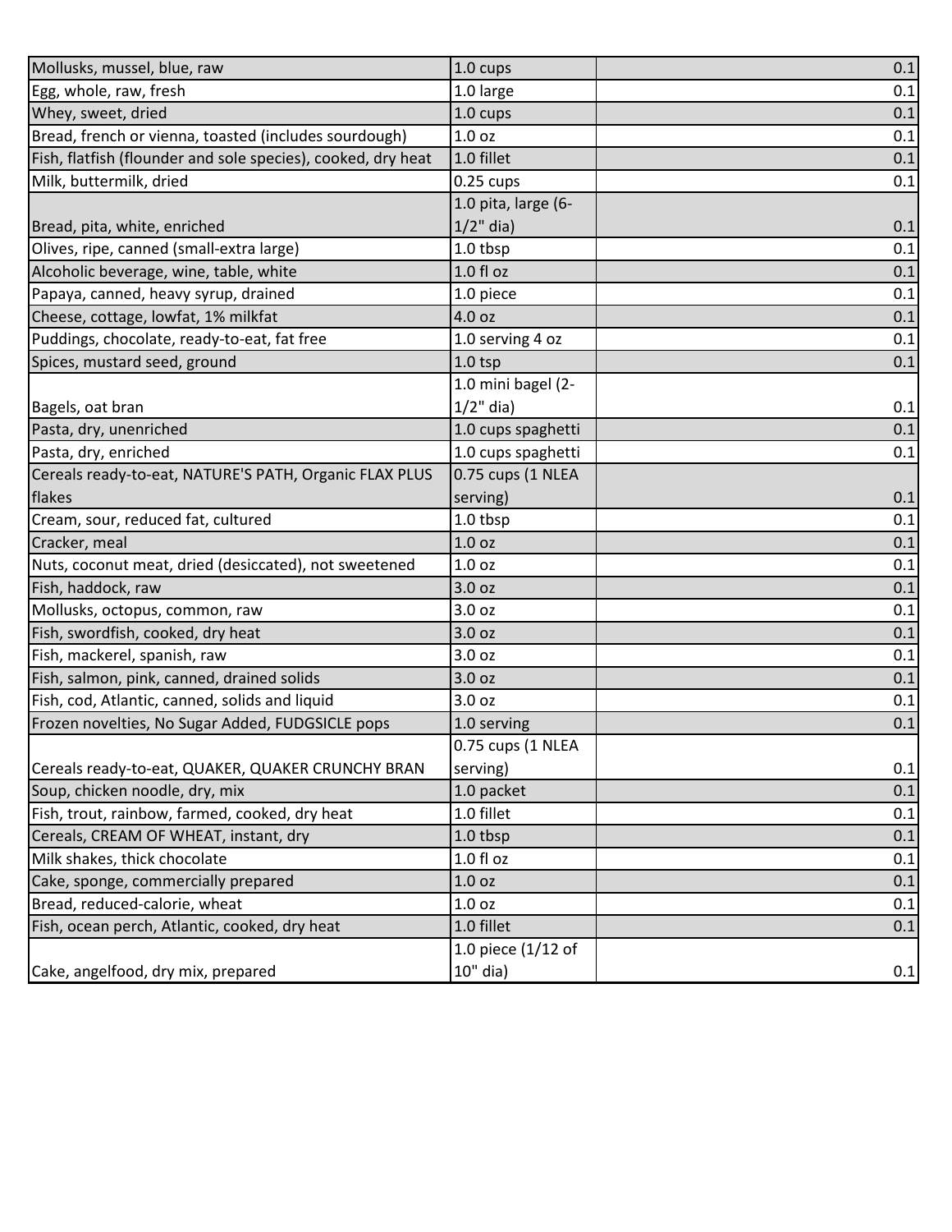| | | |
|---|---|---|
| Mollusks, mussel, blue, raw | 1.0 cups | 0.1 |
| Egg, whole, raw, fresh | 1.0 large | 0.1 |
| Whey, sweet, dried | 1.0 cups | 0.1 |
| Bread, french or vienna, toasted (includes sourdough) | 1.0 oz | 0.1 |
| Fish, flatfish (flounder and sole species), cooked, dry heat | 1.0 fillet | 0.1 |
| Milk, buttermilk, dried | 0.25 cups | 0.1 |
| Bread, pita, white, enriched | 1.0 pita, large (6-1/2" dia) | 0.1 |
| Olives, ripe, canned (small-extra large) | 1.0 tbsp | 0.1 |
| Alcoholic beverage, wine, table, white | 1.0 fl oz | 0.1 |
| Papaya, canned, heavy syrup, drained | 1.0 piece | 0.1 |
| Cheese, cottage, lowfat, 1% milkfat | 4.0 oz | 0.1 |
| Puddings, chocolate, ready-to-eat, fat free | 1.0 serving 4 oz | 0.1 |
| Spices, mustard seed, ground | 1.0 tsp | 0.1 |
| Bagels, oat bran | 1.0 mini bagel (2-1/2" dia) | 0.1 |
| Pasta, dry, unenriched | 1.0 cups spaghetti | 0.1 |
| Pasta, dry, enriched | 1.0 cups spaghetti | 0.1 |
| Cereals ready-to-eat, NATURE'S PATH, Organic FLAX PLUS flakes | 0.75 cups (1 NLEA serving) | 0.1 |
| Cream, sour, reduced fat, cultured | 1.0 tbsp | 0.1 |
| Cracker, meal | 1.0 oz | 0.1 |
| Nuts, coconut meat, dried (desiccated), not sweetened | 1.0 oz | 0.1 |
| Fish, haddock, raw | 3.0 oz | 0.1 |
| Mollusks, octopus, common, raw | 3.0 oz | 0.1 |
| Fish, swordfish, cooked, dry heat | 3.0 oz | 0.1 |
| Fish, mackerel, spanish, raw | 3.0 oz | 0.1 |
| Fish, salmon, pink, canned, drained solids | 3.0 oz | 0.1 |
| Fish, cod, Atlantic, canned, solids and liquid | 3.0 oz | 0.1 |
| Frozen novelties, No Sugar Added, FUDGSICLE pops | 1.0 serving | 0.1 |
| Cereals ready-to-eat, QUAKER, QUAKER CRUNCHY BRAN | 0.75 cups (1 NLEA serving) | 0.1 |
| Soup, chicken noodle, dry, mix | 1.0 packet | 0.1 |
| Fish, trout, rainbow, farmed, cooked, dry heat | 1.0 fillet | 0.1 |
| Cereals, CREAM OF WHEAT, instant, dry | 1.0 tbsp | 0.1 |
| Milk shakes, thick chocolate | 1.0 fl oz | 0.1 |
| Cake, sponge, commercially prepared | 1.0 oz | 0.1 |
| Bread, reduced-calorie, wheat | 1.0 oz | 0.1 |
| Fish, ocean perch, Atlantic, cooked, dry heat | 1.0 fillet | 0.1 |
| Cake, angelfood, dry mix, prepared | 1.0 piece (1/12 of 10" dia) | 0.1 |